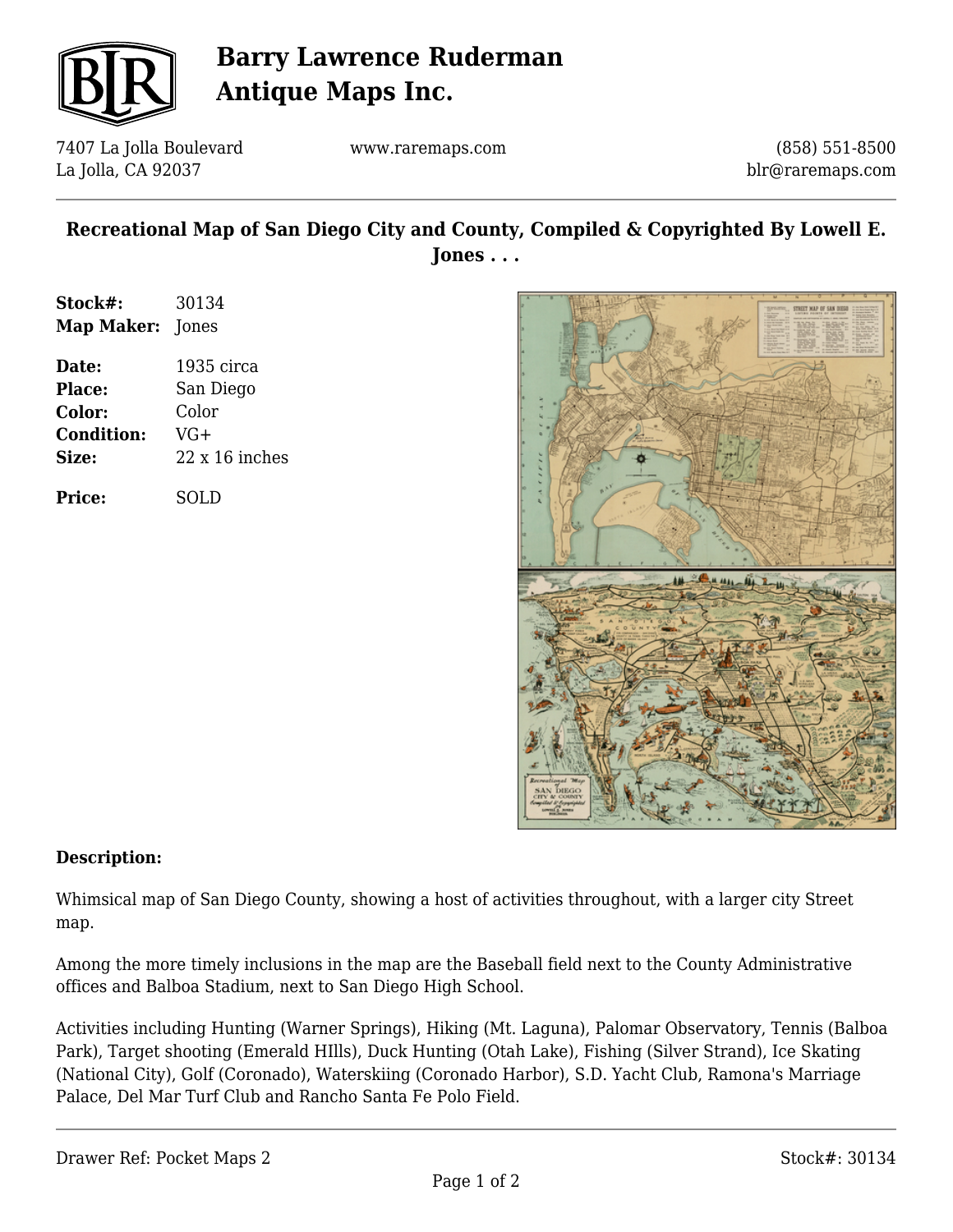# Barry Lawrence Ruderman Antique Maps Inc.

7407 La Jolla Boulevard
La Jolla, CA 92037

www.raremaps.com

(858) 551-8500
blr@raremaps.com

## Recreational Map of San Diego City and County, Compiled & Copyrighted By Lowell E. Jones . . .

**Stock#:** 30134
**Map Maker:** Jones

**Date:** 1935 circa
**Place:** San Diego
**Color:** Color
**Condition:** VG+
**Size:** 22 x 16 inches

**Price:** SOLD

### Description:

Whimsical map of San Diego County, showing a host of activities throughout, with a larger city Street map.

Among the more timely inclusions in the map are the Baseball field next to the County Administrative offices and Balboa Stadium, next to San Diego High School.

Activities including Hunting (Warner Springs), Hiking (Mt. Laguna), Palomar Observatory, Tennis (Balboa Park), Target shooting (Emerald HIlls), Duck Hunting (Otah Lake), Fishing (Silver Strand), Ice Skating (National City), Golf (Coronado), Waterskiing (Coronado Harbor), S.D. Yacht Club, Ramona's Marriage Palace, Del Mar Turf Club and Rancho Santa Fe Polo Field.

Drawer Ref: Pocket Maps 2

Stock#: 30134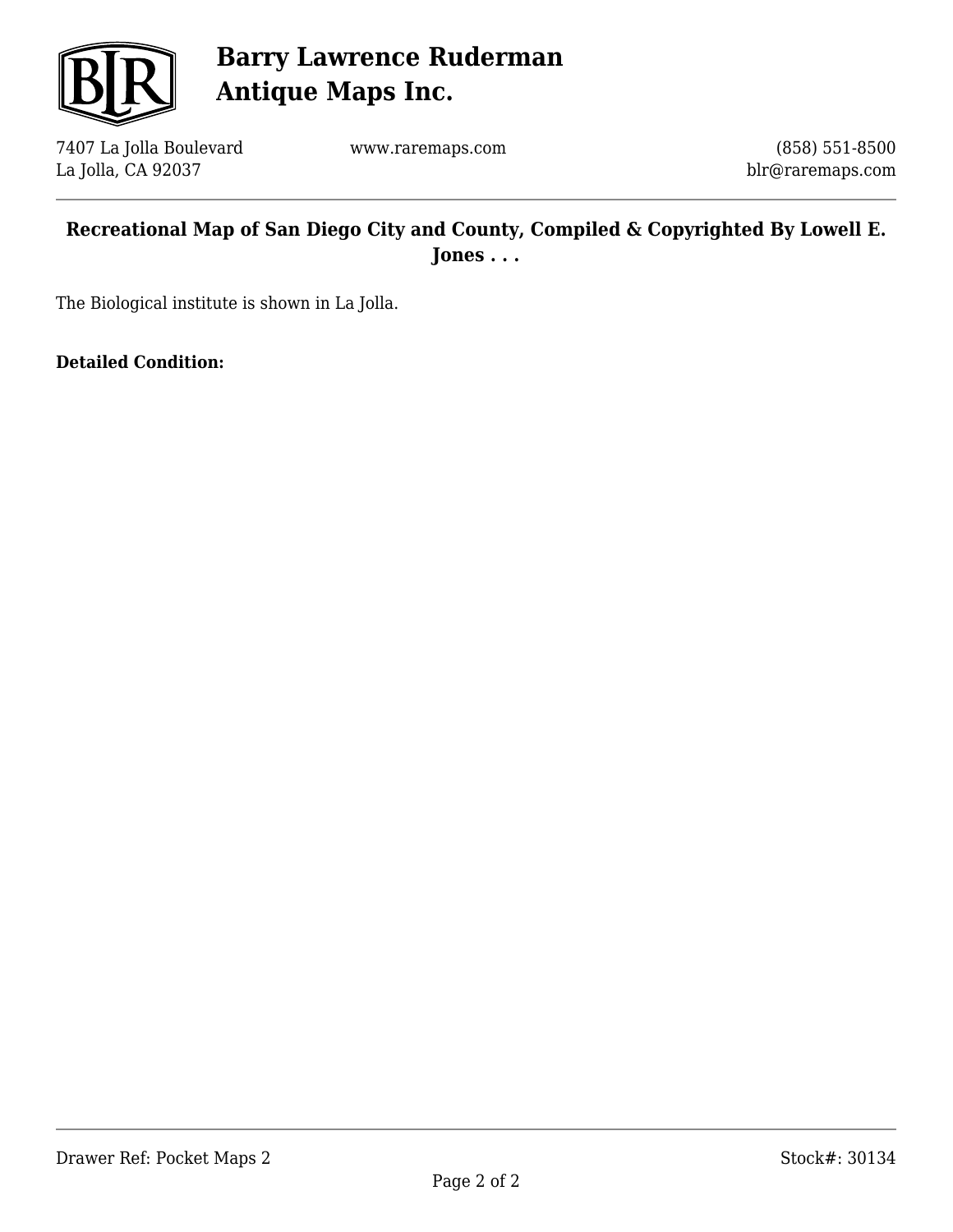**Recreational Map of San Diego City and County, Compiled & Copyrighted By Lowell E. Jones . . .**

The Biological institute is shown in La Jolla.

**Detailed Condition:**

Drawer Ref: Pocket Maps 2

Stock#: 30134